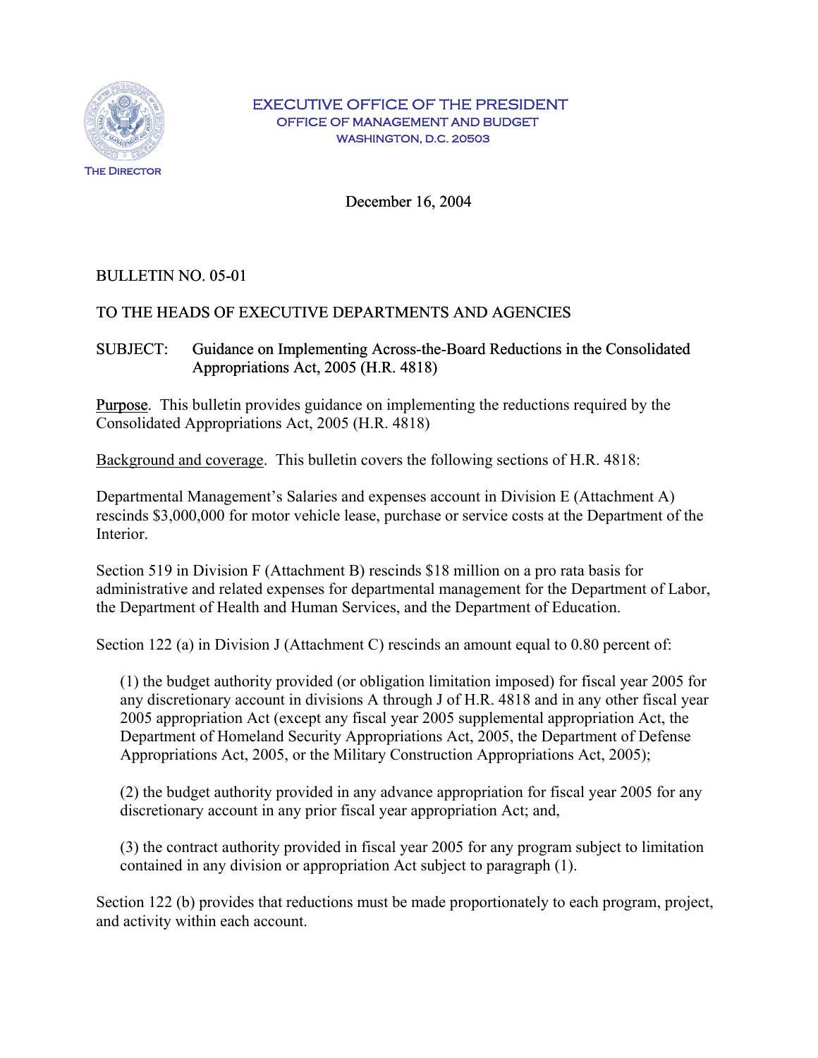EXECUTIVE OFFICE OF THE PRESIDENT
OFFICE OF MANAGEMENT AND BUDGET
WASHINGTON, D.C. 20503

THE DIRECTOR

December 16, 2004

BULLETIN NO. 05-01

TO THE HEADS OF EXECUTIVE DEPARTMENTS AND AGENCIES

SUBJECT: Guidance on Implementing Across-the-Board Reductions in the Consolidated Appropriations Act, 2005 (H.R. 4818)

Purpose. This bulletin provides guidance on implementing the reductions required by the Consolidated Appropriations Act, 2005 (H.R. 4818)

Background and coverage. This bulletin covers the following sections of H.R. 4818:

Departmental Management's Salaries and expenses account in Division E (Attachment A) rescinds $3,000,000 for motor vehicle lease, purchase or service costs at the Department of the Interior.

Section 519 in Division F (Attachment B) rescinds $18 million on a pro rata basis for administrative and related expenses for departmental management for the Department of Labor, the Department of Health and Human Services, and the Department of Education.

Section 122 (a) in Division J (Attachment C) rescinds an amount equal to 0.80 percent of:

(1) the budget authority provided (or obligation limitation imposed) for fiscal year 2005 for any discretionary account in divisions A through J of H.R. 4818 and in any other fiscal year 2005 appropriation Act (except any fiscal year 2005 supplemental appropriation Act, the Department of Homeland Security Appropriations Act, 2005, the Department of Defense Appropriations Act, 2005, or the Military Construction Appropriations Act, 2005);

(2) the budget authority provided in any advance appropriation for fiscal year 2005 for any discretionary account in any prior fiscal year appropriation Act; and,

(3) the contract authority provided in fiscal year 2005 for any program subject to limitation contained in any division or appropriation Act subject to paragraph (1).

Section 122 (b) provides that reductions must be made proportionately to each program, project, and activity within each account.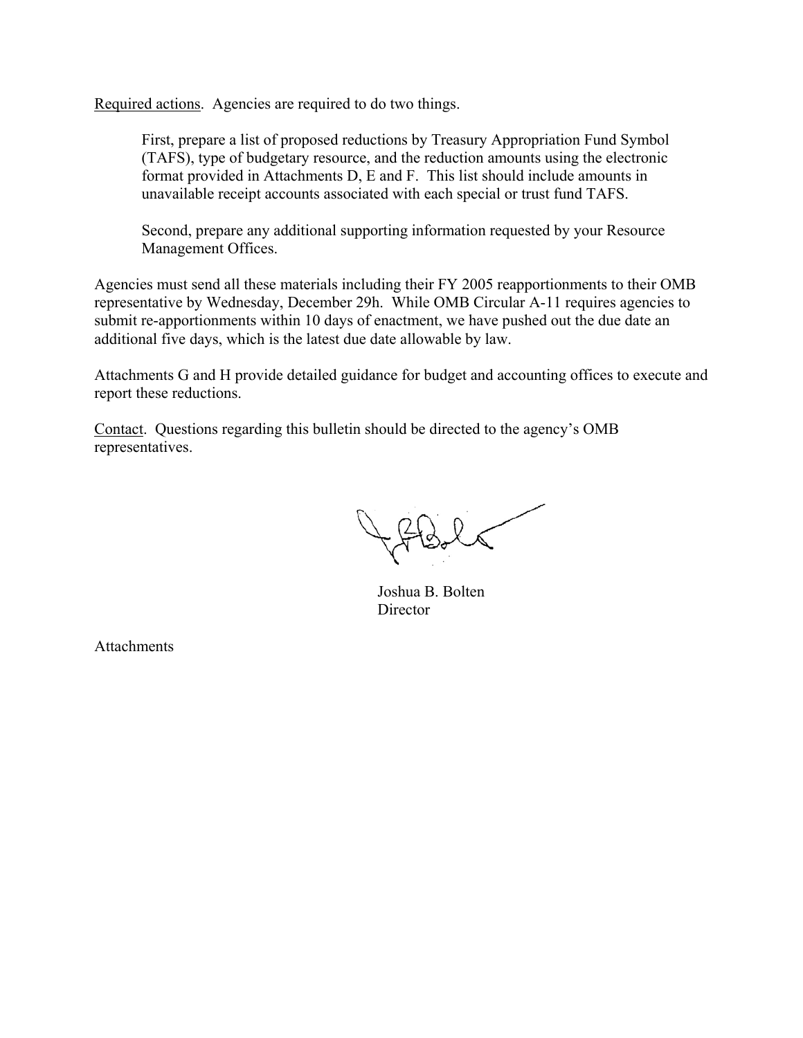Required actions. Agencies are required to do two things.

> First, prepare a list of proposed reductions by Treasury Appropriation Fund Symbol (TAFS), type of budgetary resource, and the reduction amounts using the electronic format provided in Attachments D, E and F. This list should include amounts in unavailable receipt accounts associated with each special or trust fund TAFS.
>
> Second, prepare any additional supporting information requested by your Resource Management Offices.

Agencies must send all these materials including their FY 2005 reapportionments to their OMB representative by Wednesday, December 29h. While OMB Circular A-11 requires agencies to submit re-apportionments within 10 days of enactment, we have pushed out the due date an additional five days, which is the latest due date allowable by law.

Attachments G and H provide detailed guidance for budget and accounting offices to execute and report these reductions.

Contact. Questions regarding this bulletin should be directed to the agency's OMB representatives.

Joshua B. Bolten
Director

Attachments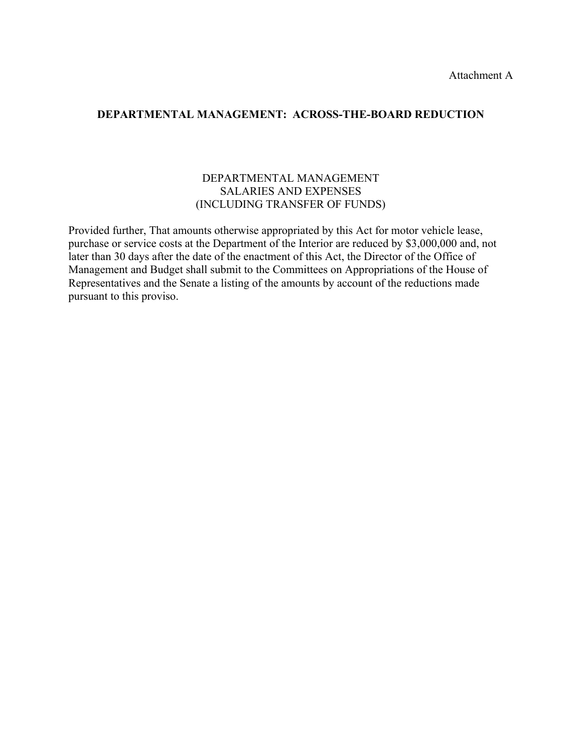Attachment A

## DEPARTMENTAL MANAGEMENT: ACROSS-THE-BOARD REDUCTION

DEPARTMENTAL MANAGEMENT
SALARIES AND EXPENSES
(INCLUDING TRANSFER OF FUNDS)

Provided further, That amounts otherwise appropriated by this Act for motor vehicle lease, purchase or service costs at the Department of the Interior are reduced by $3,000,000 and, not later than 30 days after the date of the enactment of this Act, the Director of the Office of Management and Budget shall submit to the Committees on Appropriations of the House of Representatives and the Senate a listing of the amounts by account of the reductions made pursuant to this proviso.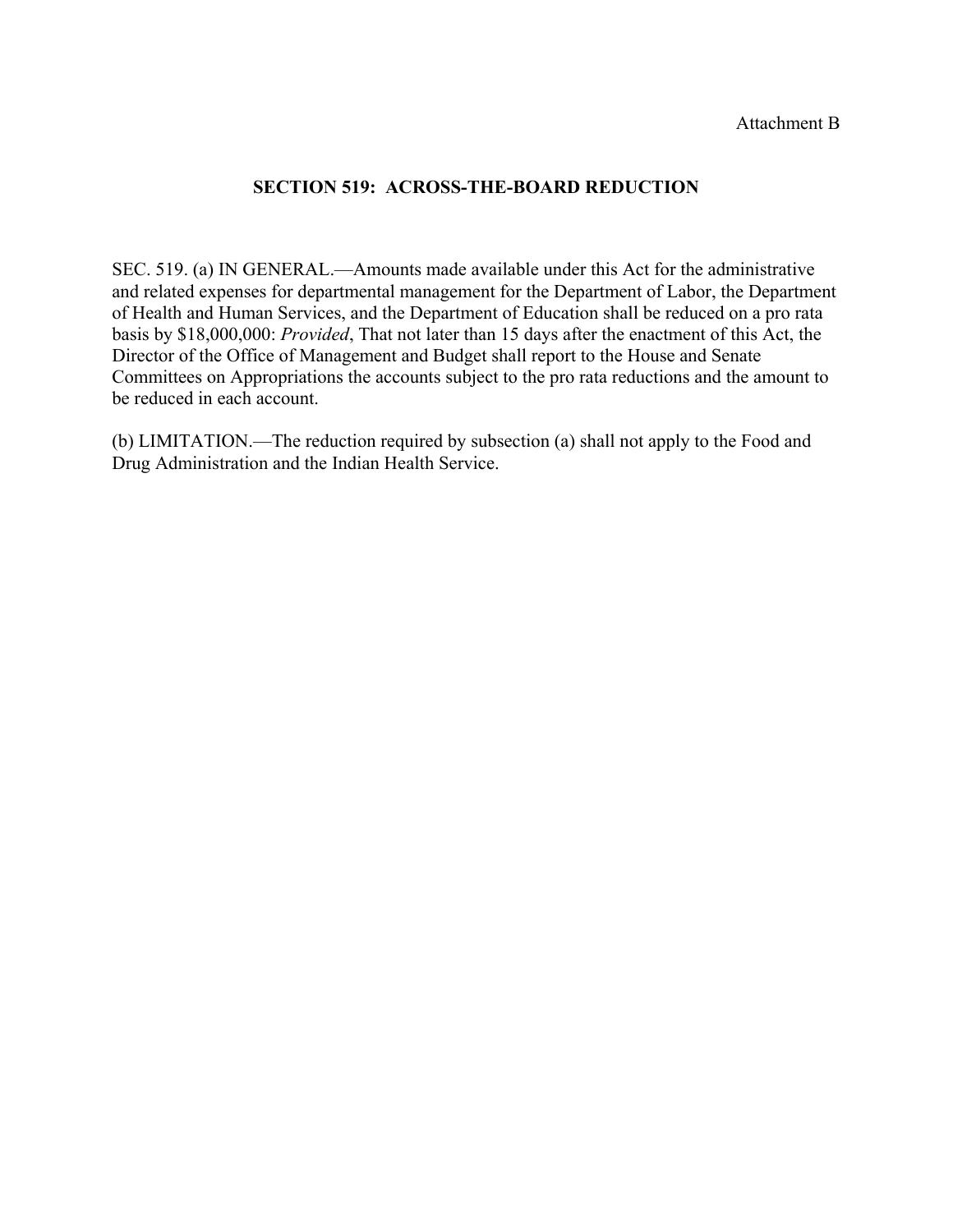Attachment B

## SECTION 519: ACROSS-THE-BOARD REDUCTION

SEC. 519. (a) IN GENERAL.—Amounts made available under this Act for the administrative and related expenses for departmental management for the Department of Labor, the Department of Health and Human Services, and the Department of Education shall be reduced on a pro rata basis by $18,000,000: *Provided*, That not later than 15 days after the enactment of this Act, the Director of the Office of Management and Budget shall report to the House and Senate Committees on Appropriations the accounts subject to the pro rata reductions and the amount to be reduced in each account.

(b) LIMITATION.—The reduction required by subsection (a) shall not apply to the Food and Drug Administration and the Indian Health Service.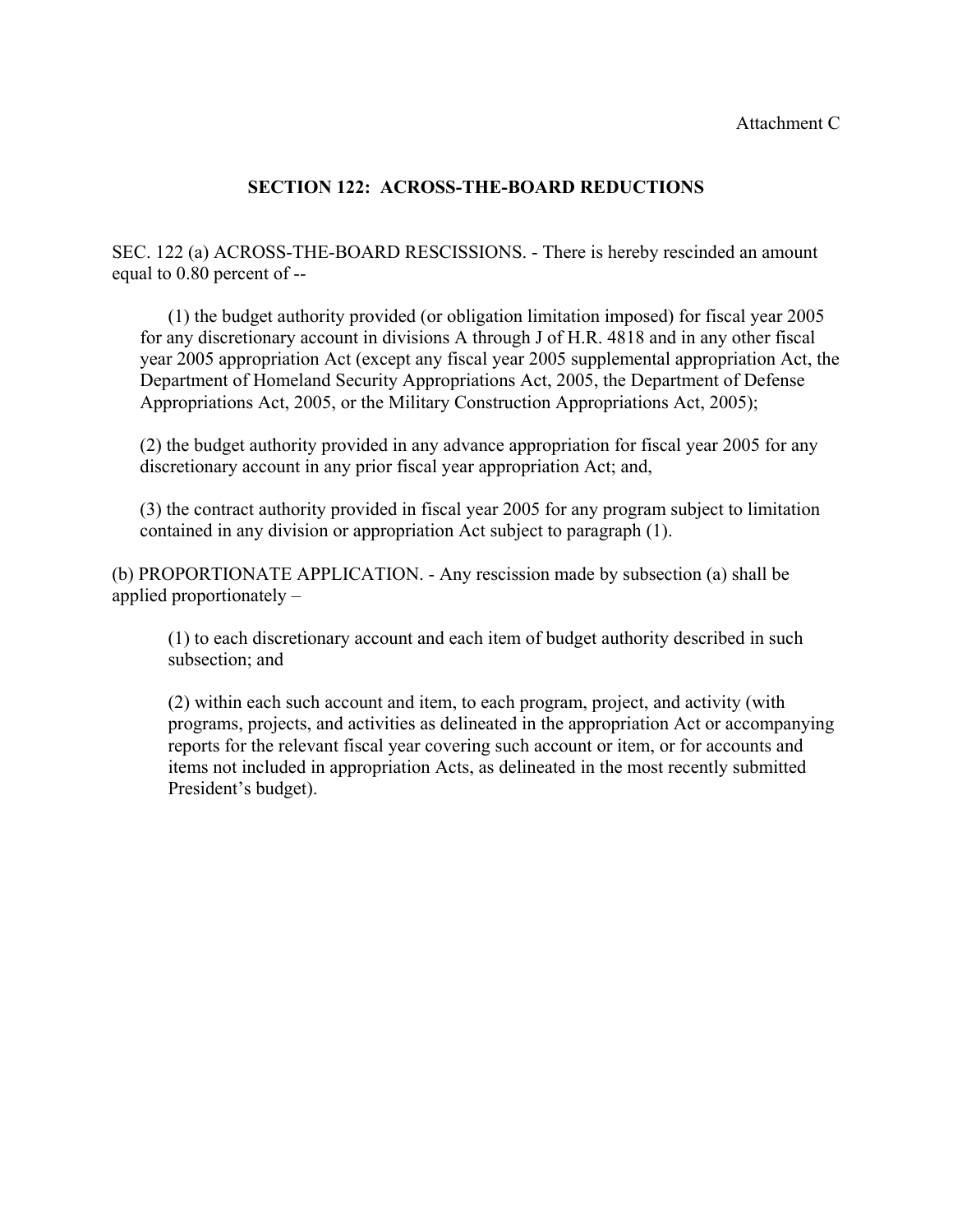Attachment C

## SECTION 122: ACROSS-THE-BOARD REDUCTIONS

SEC. 122 (a) ACROSS-THE-BOARD RESCISSIONS. - There is hereby rescinded an amount equal to 0.80 percent of --

(1) the budget authority provided (or obligation limitation imposed) for fiscal year 2005 for any discretionary account in divisions A through J of H.R. 4818 and in any other fiscal year 2005 appropriation Act (except any fiscal year 2005 supplemental appropriation Act, the Department of Homeland Security Appropriations Act, 2005, the Department of Defense Appropriations Act, 2005, or the Military Construction Appropriations Act, 2005);

(2) the budget authority provided in any advance appropriation for fiscal year 2005 for any discretionary account in any prior fiscal year appropriation Act; and,

(3) the contract authority provided in fiscal year 2005 for any program subject to limitation contained in any division or appropriation Act subject to paragraph (1).

(b) PROPORTIONATE APPLICATION. - Any rescission made by subsection (a) shall be applied proportionately –

(1) to each discretionary account and each item of budget authority described in such subsection; and

(2) within each such account and item, to each program, project, and activity (with programs, projects, and activities as delineated in the appropriation Act or accompanying reports for the relevant fiscal year covering such account or item, or for accounts and items not included in appropriation Acts, as delineated in the most recently submitted President's budget).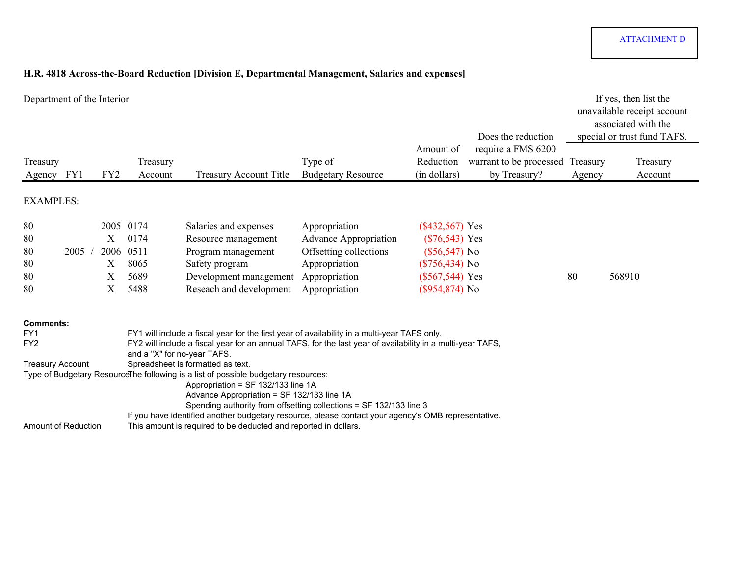ATTACHMENT D

**H.R. 4818 Across-the-Board Reduction [Division E, Departmental Management, Salaries and expenses]**

Department of the Interior

| Treasury Agency | FY1 | FY2 | Treasury Account | Treasury Account Title | Type of Budgetary Resource | Amount of Reduction (in dollars) | Does the reduction require a FMS 6200 warrant to be processed by Treasury? | If yes, then list the unavailable receipt account associated with the special or trust fund TAFS. Treasury Agency | Treasury Account |
|---|---|---|---|---|---|---|---|---|---|
| EXAMPLES: | | | | | | | | | |
| 80 | | 2005 | 0174 | Salaries and expenses | Appropriation | ($432,567) | Yes | | |
| 80 | | X | 0174 | Resource management | Advance Appropriation | ($76,543) | Yes | | |
| 80 | 2005 / | 2006 | 0511 | Program management | Offsetting collections | ($56,547) | No | | |
| 80 | | X | 8065 | Safety program | Appropriation | ($756,434) | No | | |
| 80 | | X | 5689 | Development management | Appropriation | ($567,544) | Yes | 80 | 568910 |
| 80 | | X | 5488 | Reseach and development | Appropriation | ($954,874) | No | | |

**Comments:**

FY1 — FY1 will include a fiscal year for the first year of availability in a multi-year TAFS only.

FY2 — FY2 will include a fiscal year for an annual TAFS, for the last year of availability in a multi-year TAFS, and a "X" for no-year TAFS.

Treasury Account — Spreadsheet is formatted as text.

Type of Budgetary Resource — The following is a list of possible budgetary resources:

- Appropriation = SF 132/133 line 1A
- Advance Appropriation = SF 132/133 line 1A
- Spending authority from offsetting collections = SF 132/133 line 3

If you have identified another budgetary resource, please contact your agency's OMB representative.

Amount of Reduction — This amount is required to be deducted and reported in dollars.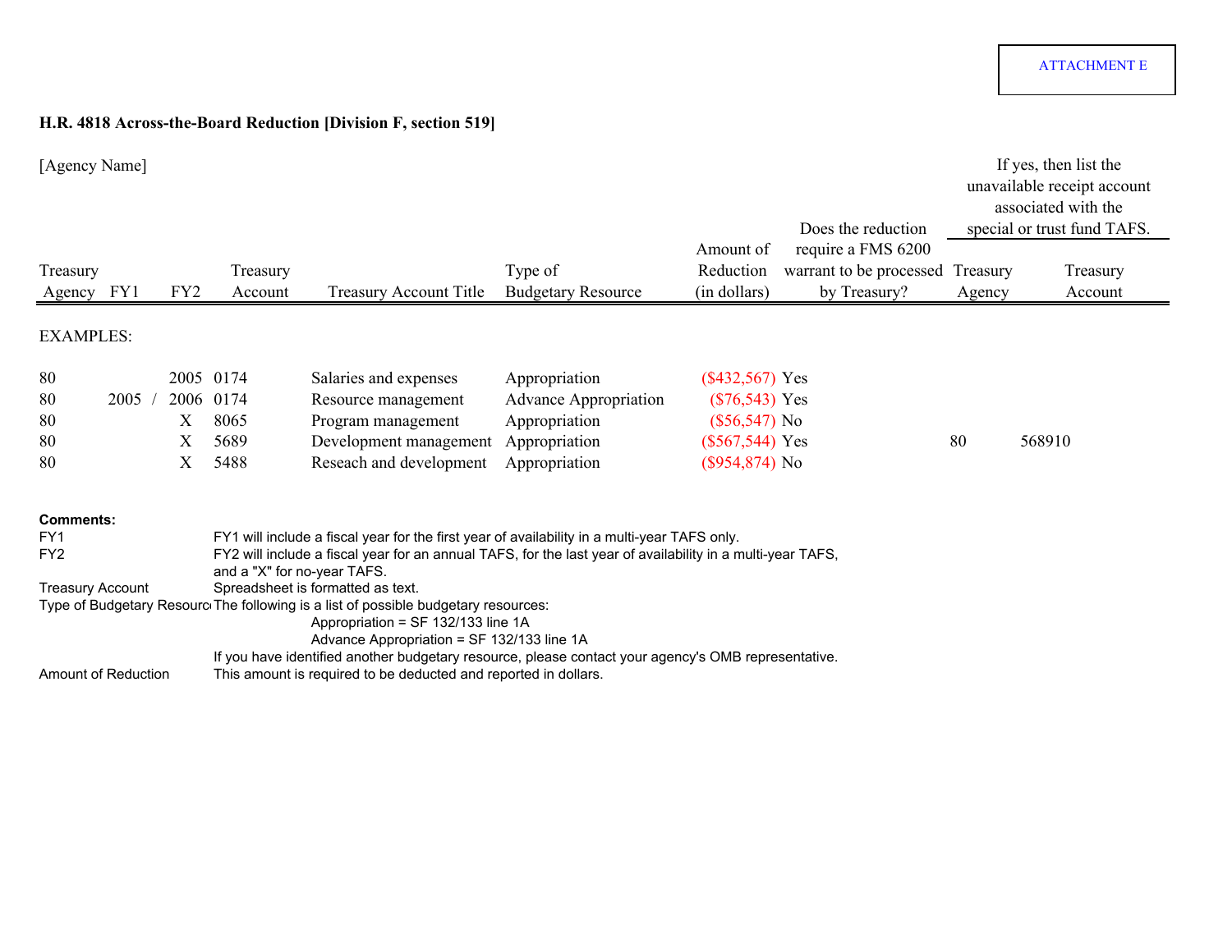ATTACHMENT E

## H.R. 4818 Across-the-Board Reduction [Division F, section 519]

[Agency Name]

| Treasury Agency | FY1 | FY2 | Treasury Account | Treasury Account Title | Type of Budgetary Resource | Amount of Reduction (in dollars) | Does the reduction require a FMS 6200 warrant to be processed by Treasury? | If yes, then list the unavailable receipt account associated with the special or trust fund TAFS. Treasury Agency | Treasury Account |
|---|---|---|---|---|---|---|---|---|---|
| EXAMPLES: | | | | | | | | | |
| 80 | | 2005 | 0174 | Salaries and expenses | Appropriation | ($432,567) | Yes | | |
| 80 | 2005 / | 2006 | 0174 | Resource management | Advance Appropriation | ($76,543) | Yes | | |
| 80 | | X | 8065 | Program management | Appropriation | ($56,547) | No | | |
| 80 | | X | 5689 | Development management | Appropriation | ($567,544) | Yes | 80 | 568910 |
| 80 | | X | 5488 | Reseach and development | Appropriation | ($954,874) | No | | |

**Comments:**

| | |
|---|---|
| FY1 | FY1 will include a fiscal year for the first year of availability in a multi-year TAFS only. |
| FY2 | FY2 will include a fiscal year for an annual TAFS, for the last year of availability in a multi-year TAFS, and a "X" for no-year TAFS. |
| Treasury Account | Spreadsheet is formatted as text. |
| Type of Budgetary Resource | The following is a list of possible budgetary resources:<br>Appropriation = SF 132/133 line 1A<br>Advance Appropriation = SF 132/133 line 1A<br>If you have identified another budgetary resource, please contact your agency's OMB representative. |
| Amount of Reduction | This amount is required to be deducted and reported in dollars. |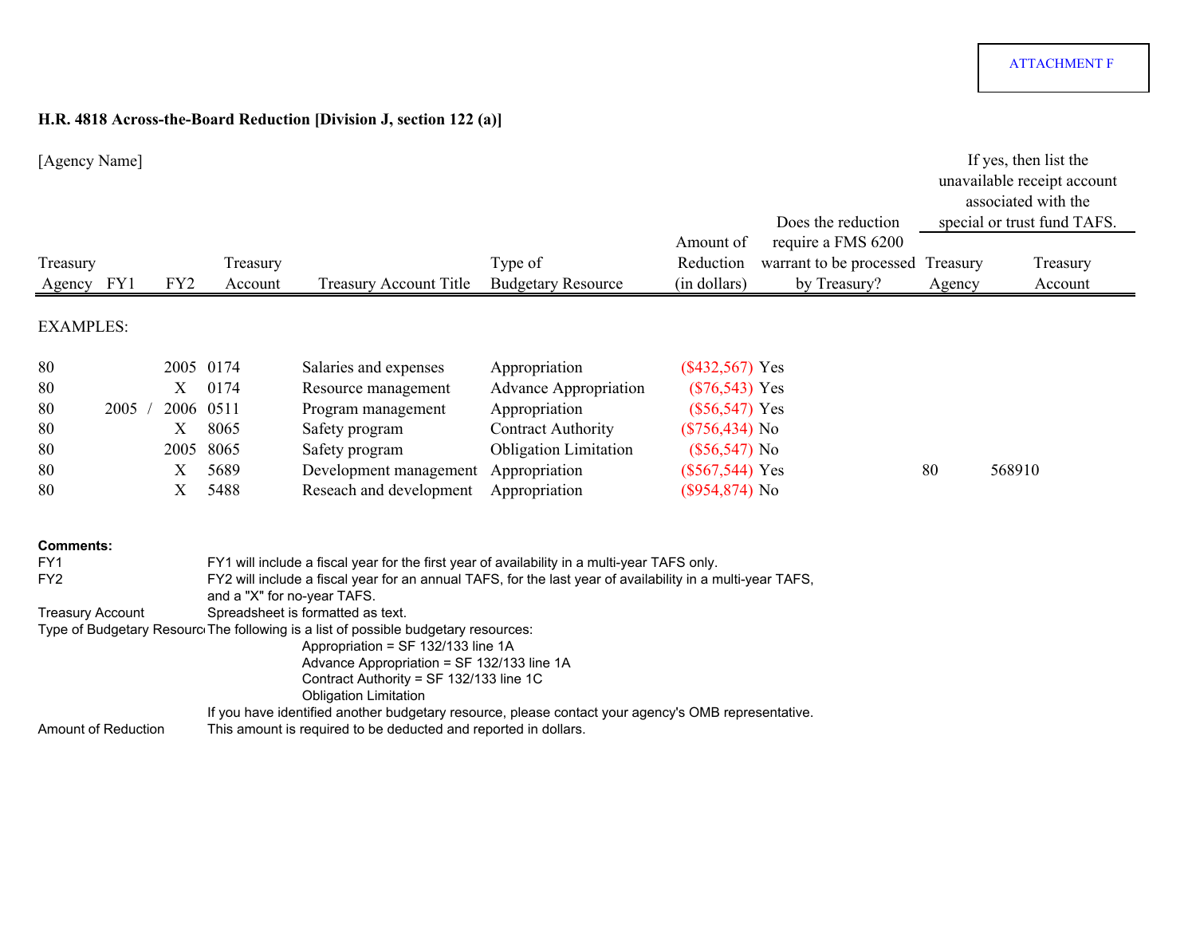ATTACHMENT F

**H.R. 4818 Across-the-Board Reduction [Division J, section 122 (a)]**

[Agency Name]

| Treasury Agency | FY1 | FY2 | Treasury Account | Treasury Account Title | Type of Budgetary Resource | Amount of Reduction (in dollars) | Does the reduction require a FMS 6200 warrant to be processed by Treasury? | If yes, then list the unavailable receipt account associated with the special or trust fund TAFS. Treasury Agency | Treasury Account |
|---|---|---|---|---|---|---|---|---|---|
| EXAMPLES: | | | | | | | | | |
| 80 | | 2005 | 0174 | Salaries and expenses | Appropriation | ($432,567) | Yes | | |
| 80 | | X | 0174 | Resource management | Advance Appropriation | ($76,543) | Yes | | |
| 80 | 2005 / | 2006 | 0511 | Program management | Appropriation | ($56,547) | Yes | | |
| 80 | | X | 8065 | Safety program | Contract Authority | ($756,434) | No | | |
| 80 | | 2005 | 8065 | Safety program | Obligation Limitation | ($56,547) | No | | |
| 80 | | X | 5689 | Development management | Appropriation | ($567,544) | Yes | 80 | 568910 |
| 80 | | X | 5488 | Reseach and development | Appropriation | ($954,874) | No | | |

**Comments:**

FY1 — FY1 will include a fiscal year for the first year of availability in a multi-year TAFS only.

FY2 — FY2 will include a fiscal year for an annual TAFS, for the last year of availability in a multi-year TAFS, and a "X" for no-year TAFS.

Treasury Account — Spreadsheet is formatted as text.

Type of Budgetary Resource — The following is a list of possible budgetary resources:

- Appropriation = SF 132/133 line 1A
- Advance Appropriation = SF 132/133 line 1A
- Contract Authority = SF 132/133 line 1C
- Obligation Limitation

If you have identified another budgetary resource, please contact your agency's OMB representative.

Amount of Reduction — This amount is required to be deducted and reported in dollars.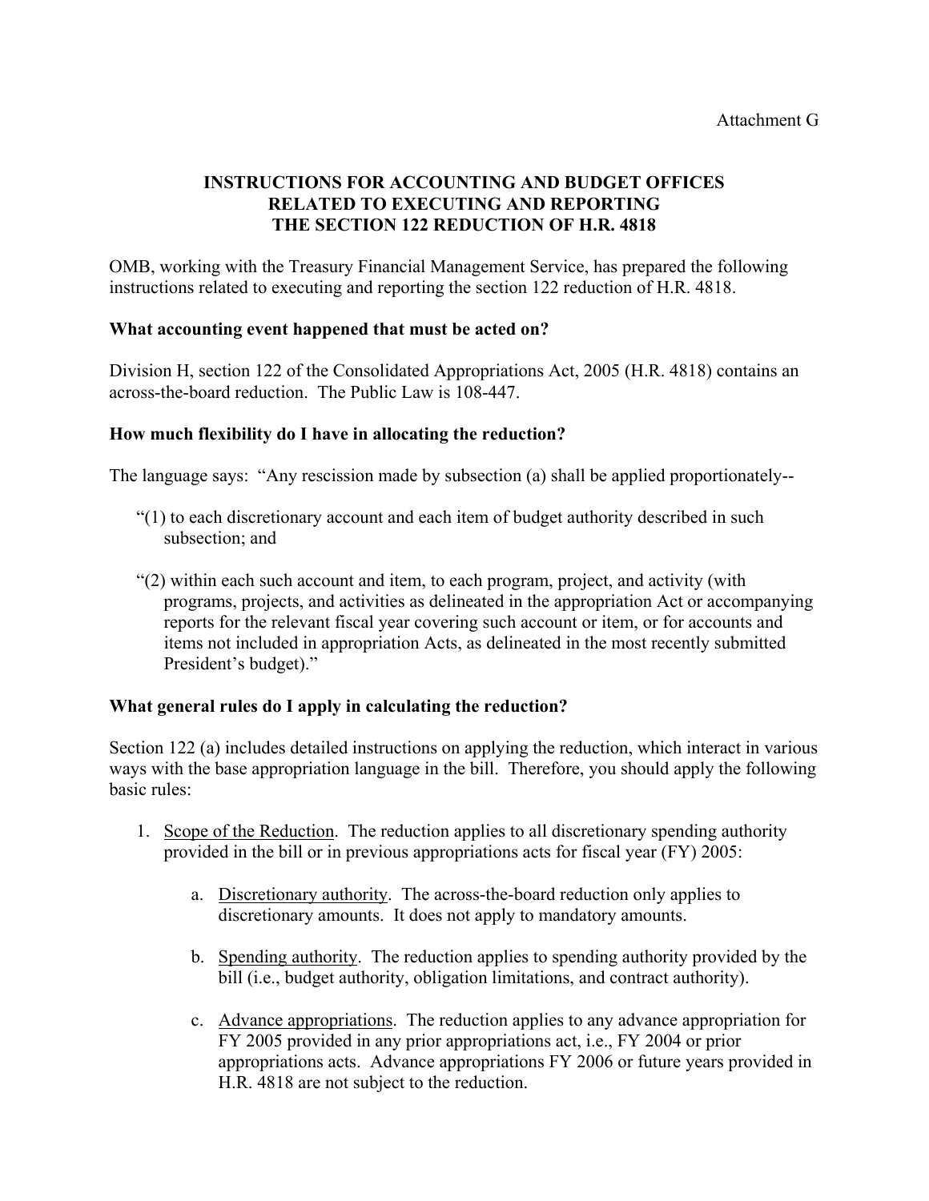Attachment G

# INSTRUCTIONS FOR ACCOUNTING AND BUDGET OFFICES RELATED TO EXECUTING AND REPORTING THE SECTION 122 REDUCTION OF H.R. 4818

OMB, working with the Treasury Financial Management Service, has prepared the following instructions related to executing and reporting the section 122 reduction of H.R. 4818.

**What accounting event happened that must be acted on?**

Division H, section 122 of the Consolidated Appropriations Act, 2005 (H.R. 4818) contains an across-the-board reduction. The Public Law is 108-447.

**How much flexibility do I have in allocating the reduction?**

The language says: "Any rescission made by subsection (a) shall be applied proportionately--

"(1) to each discretionary account and each item of budget authority described in such subsection; and

"(2) within each such account and item, to each program, project, and activity (with programs, projects, and activities as delineated in the appropriation Act or accompanying reports for the relevant fiscal year covering such account or item, or for accounts and items not included in appropriation Acts, as delineated in the most recently submitted President's budget)."

**What general rules do I apply in calculating the reduction?**

Section 122 (a) includes detailed instructions on applying the reduction, which interact in various ways with the base appropriation language in the bill. Therefore, you should apply the following basic rules:

1. Scope of the Reduction. The reduction applies to all discretionary spending authority provided in the bill or in previous appropriations acts for fiscal year (FY) 2005:

   a. Discretionary authority. The across-the-board reduction only applies to discretionary amounts. It does not apply to mandatory amounts.

   b. Spending authority. The reduction applies to spending authority provided by the bill (i.e., budget authority, obligation limitations, and contract authority).

   c. Advance appropriations. The reduction applies to any advance appropriation for FY 2005 provided in any prior appropriations act, i.e., FY 2004 or prior appropriations acts. Advance appropriations FY 2006 or future years provided in H.R. 4818 are not subject to the reduction.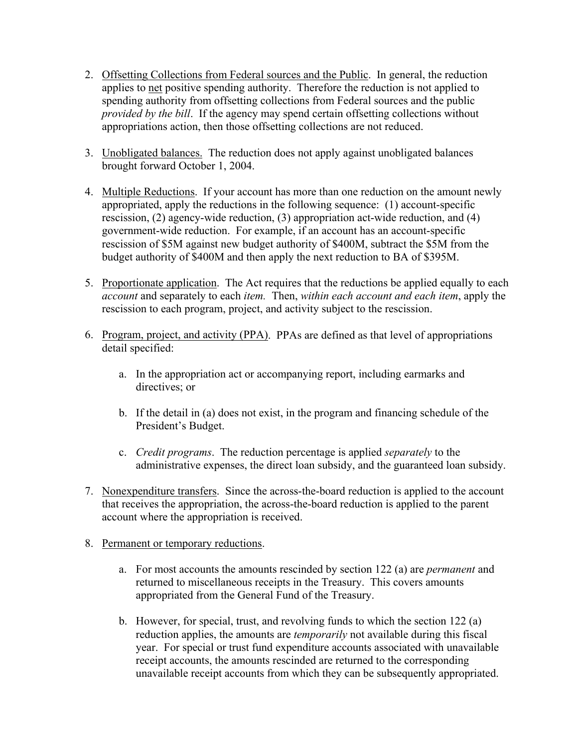2. Offsetting Collections from Federal sources and the Public. In general, the reduction applies to net positive spending authority. Therefore the reduction is not applied to spending authority from offsetting collections from Federal sources and the public *provided by the bill*. If the agency may spend certain offsetting collections without appropriations action, then those offsetting collections are not reduced.

3. Unobligated balances. The reduction does not apply against unobligated balances brought forward October 1, 2004.

4. Multiple Reductions. If your account has more than one reduction on the amount newly appropriated, apply the reductions in the following sequence: (1) account-specific rescission, (2) agency-wide reduction, (3) appropriation act-wide reduction, and (4) government-wide reduction. For example, if an account has an account-specific rescission of $5M against new budget authority of $400M, subtract the $5M from the budget authority of $400M and then apply the next reduction to BA of $395M.

5. Proportionate application. The Act requires that the reductions be applied equally to each *account* and separately to each *item.* Then, *within each account and each item*, apply the rescission to each program, project, and activity subject to the rescission.

6. Program, project, and activity (PPA). PPAs are defined as that level of appropriations detail specified:

   a. In the appropriation act or accompanying report, including earmarks and directives; or

   b. If the detail in (a) does not exist, in the program and financing schedule of the President's Budget.

   c. *Credit programs*. The reduction percentage is applied *separately* to the administrative expenses, the direct loan subsidy, and the guaranteed loan subsidy.

7. Nonexpenditure transfers. Since the across-the-board reduction is applied to the account that receives the appropriation, the across-the-board reduction is applied to the parent account where the appropriation is received.

8. Permanent or temporary reductions.

   a. For most accounts the amounts rescinded by section 122 (a) are *permanent* and returned to miscellaneous receipts in the Treasury. This covers amounts appropriated from the General Fund of the Treasury.

   b. However, for special, trust, and revolving funds to which the section 122 (a) reduction applies, the amounts are *temporarily* not available during this fiscal year. For special or trust fund expenditure accounts associated with unavailable receipt accounts, the amounts rescinded are returned to the corresponding unavailable receipt accounts from which they can be subsequently appropriated.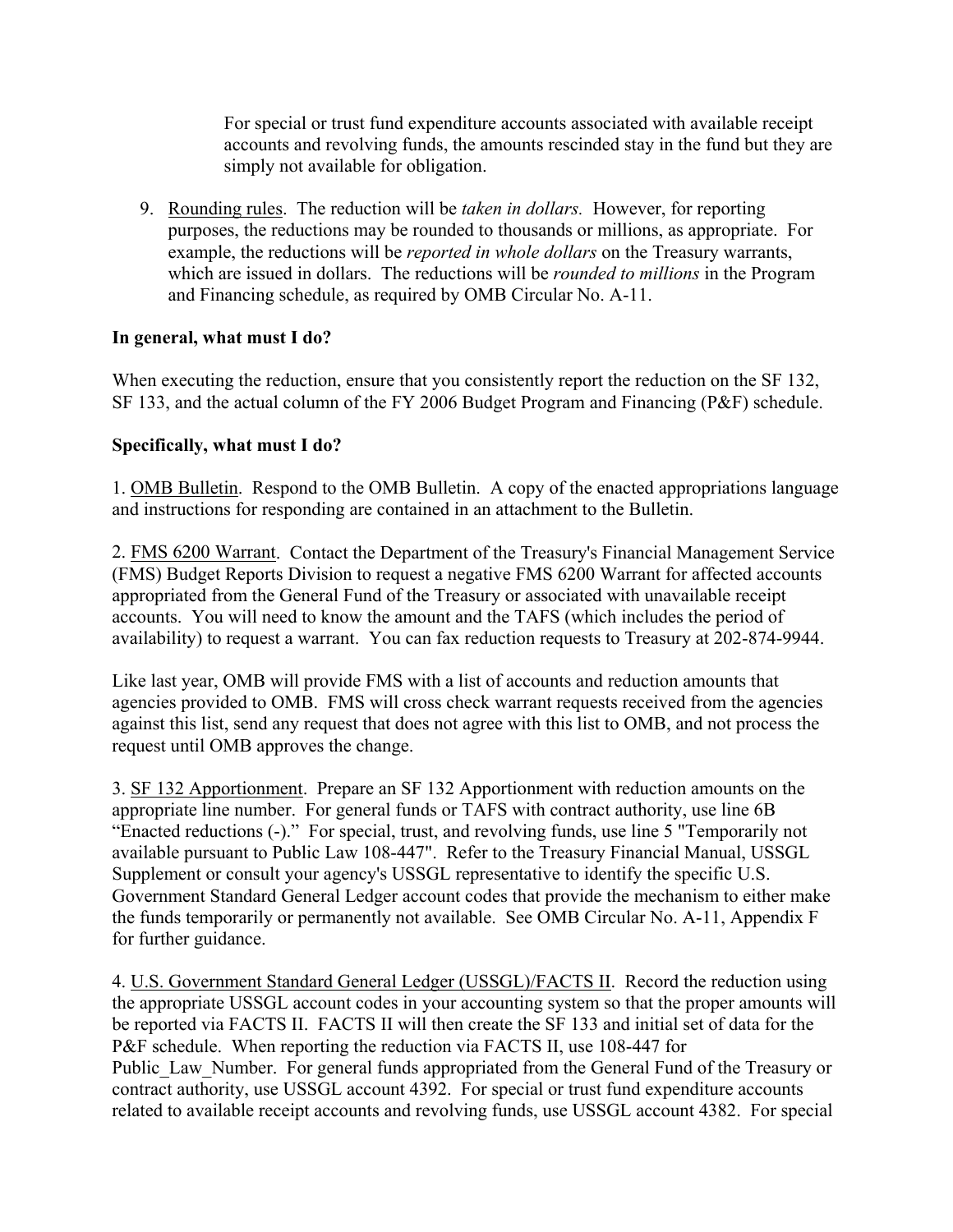For special or trust fund expenditure accounts associated with available receipt accounts and revolving funds, the amounts rescinded stay in the fund but they are simply not available for obligation.

9. Rounding rules. The reduction will be *taken in dollars.* However, for reporting purposes, the reductions may be rounded to thousands or millions, as appropriate. For example, the reductions will be *reported in whole dollars* on the Treasury warrants, which are issued in dollars. The reductions will be *rounded to millions* in the Program and Financing schedule, as required by OMB Circular No. A-11.

**In general, what must I do?**

When executing the reduction, ensure that you consistently report the reduction on the SF 132, SF 133, and the actual column of the FY 2006 Budget Program and Financing (P&F) schedule.

**Specifically, what must I do?**

1. OMB Bulletin. Respond to the OMB Bulletin. A copy of the enacted appropriations language and instructions for responding are contained in an attachment to the Bulletin.

2. FMS 6200 Warrant. Contact the Department of the Treasury's Financial Management Service (FMS) Budget Reports Division to request a negative FMS 6200 Warrant for affected accounts appropriated from the General Fund of the Treasury or associated with unavailable receipt accounts. You will need to know the amount and the TAFS (which includes the period of availability) to request a warrant. You can fax reduction requests to Treasury at 202-874-9944.

Like last year, OMB will provide FMS with a list of accounts and reduction amounts that agencies provided to OMB. FMS will cross check warrant requests received from the agencies against this list, send any request that does not agree with this list to OMB, and not process the request until OMB approves the change.

3. SF 132 Apportionment. Prepare an SF 132 Apportionment with reduction amounts on the appropriate line number. For general funds or TAFS with contract authority, use line 6B "Enacted reductions (-)." For special, trust, and revolving funds, use line 5 "Temporarily not available pursuant to Public Law 108-447". Refer to the Treasury Financial Manual, USSGL Supplement or consult your agency's USSGL representative to identify the specific U.S. Government Standard General Ledger account codes that provide the mechanism to either make the funds temporarily or permanently not available. See OMB Circular No. A-11, Appendix F for further guidance.

4. U.S. Government Standard General Ledger (USSGL)/FACTS II. Record the reduction using the appropriate USSGL account codes in your accounting system so that the proper amounts will be reported via FACTS II. FACTS II will then create the SF 133 and initial set of data for the P&F schedule. When reporting the reduction via FACTS II, use 108-447 for Public_Law_Number. For general funds appropriated from the General Fund of the Treasury or contract authority, use USSGL account 4392. For special or trust fund expenditure accounts related to available receipt accounts and revolving funds, use USSGL account 4382. For special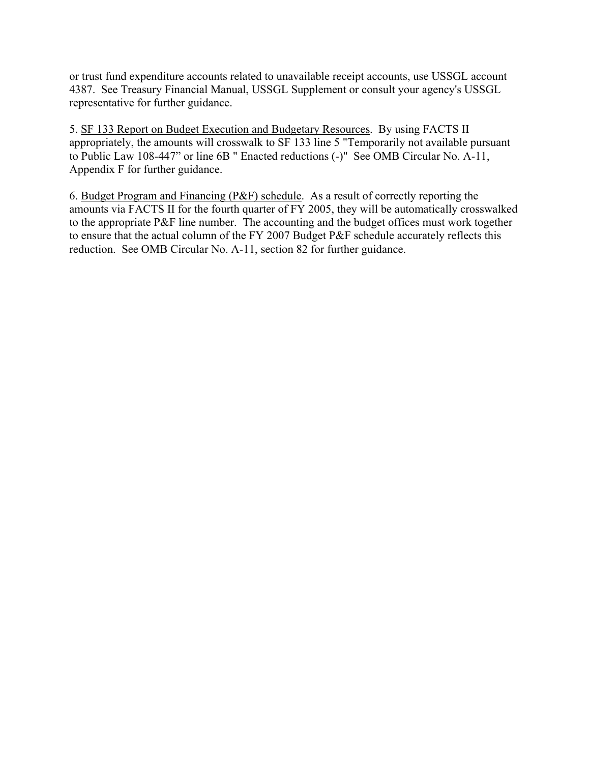or trust fund expenditure accounts related to unavailable receipt accounts, use USSGL account 4387. See Treasury Financial Manual, USSGL Supplement or consult your agency's USSGL representative for further guidance.

5. <u>SF 133 Report on Budget Execution and Budgetary Resources</u>. By using FACTS II appropriately, the amounts will crosswalk to SF 133 line 5 "Temporarily not available pursuant to Public Law 108-447" or line 6B " Enacted reductions (-)" See OMB Circular No. A-11, Appendix F for further guidance.

6. <u>Budget Program and Financing (P&F) schedule</u>. As a result of correctly reporting the amounts via FACTS II for the fourth quarter of FY 2005, they will be automatically crosswalked to the appropriate P&F line number. The accounting and the budget offices must work together to ensure that the actual column of the FY 2007 Budget P&F schedule accurately reflects this reduction. See OMB Circular No. A-11, section 82 for further guidance.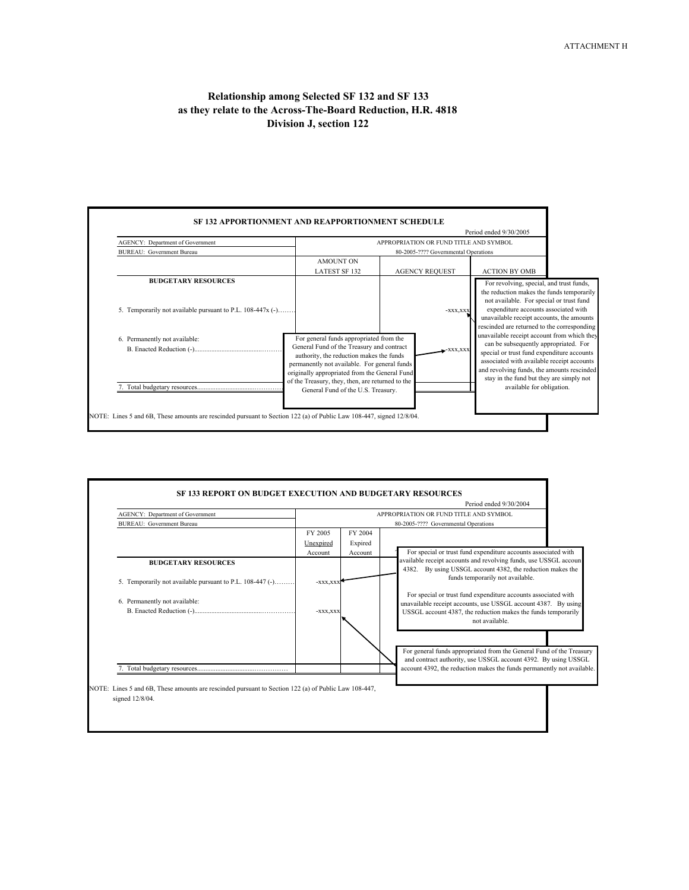ATTACHMENT H

# Relationship among Selected SF 132 and SF 133 as they relate to the Across-The-Board Reduction, H.R. 4818 Division J, section 122

## SF 132 APPORTIONMENT AND REAPPORTIONMENT SCHEDULE

Period ended 9/30/2005

| AGENCY: Department of Government | APPROPRIATION OR FUND TITLE AND SYMBOL | | |
|---|---|---|---|
| BUREAU: Government Bureau | 80-2005-???? Governmental Operations | | |
| | AMOUNT ON LATEST SF 132 | AGENCY REQUEST | ACTION BY OMB |
| **BUDGETARY RESOURCES** | | | |
| 5. Temporarily not available pursuant to P.L. 108-447x (-)........ | | -xxx,xxx | |
| 6. Permanently not available: | | | |
| B. Enacted Reduction (-)........................................ | | -xxx,xxx | |
| 7. Total budgetary resources........................................ | | | |

For general funds appropriated from the General Fund of the Treasury and contract authority, the reduction makes the funds permanently not available. For general funds originally appropriated from the General Fund of the Treasury, they, then, are returned to the General Fund of the U.S. Treasury.

For revolving, special, and trust funds, the reduction makes the funds temporarily not available. For special or trust fund expenditure accounts associated with unavailable receipt accounts, the amounts rescinded are returned to the corresponding unavailable receipt account from which they can be subsequently appropriated. For special or trust fund expenditure accounts associated with available receipt accounts and revolving funds, the amounts rescinded stay in the fund but they are simply not available for obligation.

NOTE: Lines 5 and 6B, These amounts are rescinded pursuant to Section 122 (a) of Public Law 108-447, signed 12/8/04.

## SF 133 REPORT ON BUDGET EXECUTION AND BUDGETARY RESOURCES

Period ended 9/30/2004

| AGENCY: Department of Government | APPROPRIATION OR FUND TITLE AND SYMBOL | |
|---|---|---|
| BUREAU: Government Bureau | 80-2005-???? Governmental Operations | |
| | FY 2005 Unexpired Account | FY 2004 Expired Account |
| **BUDGETARY RESOURCES** | | |
| 5. Temporarily not available pursuant to P.L. 108-447 (-)......... | -xxx,xxx | |
| 6. Permanently not available: | | |
| B. Enacted Reduction (-)........................................ | -xxx,xxx | |
| 7. Total budgetary resources........................................ | | |

For special or trust fund expenditure accounts associated with available receipt accounts and revolving funds, use USSGL account 4382. By using USSGL account 4382, the reduction makes the funds temporarily not available.

For special or trust fund expenditure accounts associated with unavailable receipt accounts, use USSGL account 4387. By using USSGL account 4387, the reduction makes the funds temporarily not available.

For general funds appropriated from the General Fund of the Treasury and contract authority, use USSGL account 4392. By using USSGL account 4392, the reduction makes the funds permanently not available.

NOTE: Lines 5 and 6B, These amounts are rescinded pursuant to Section 122 (a) of Public Law 108-447, signed 12/8/04.